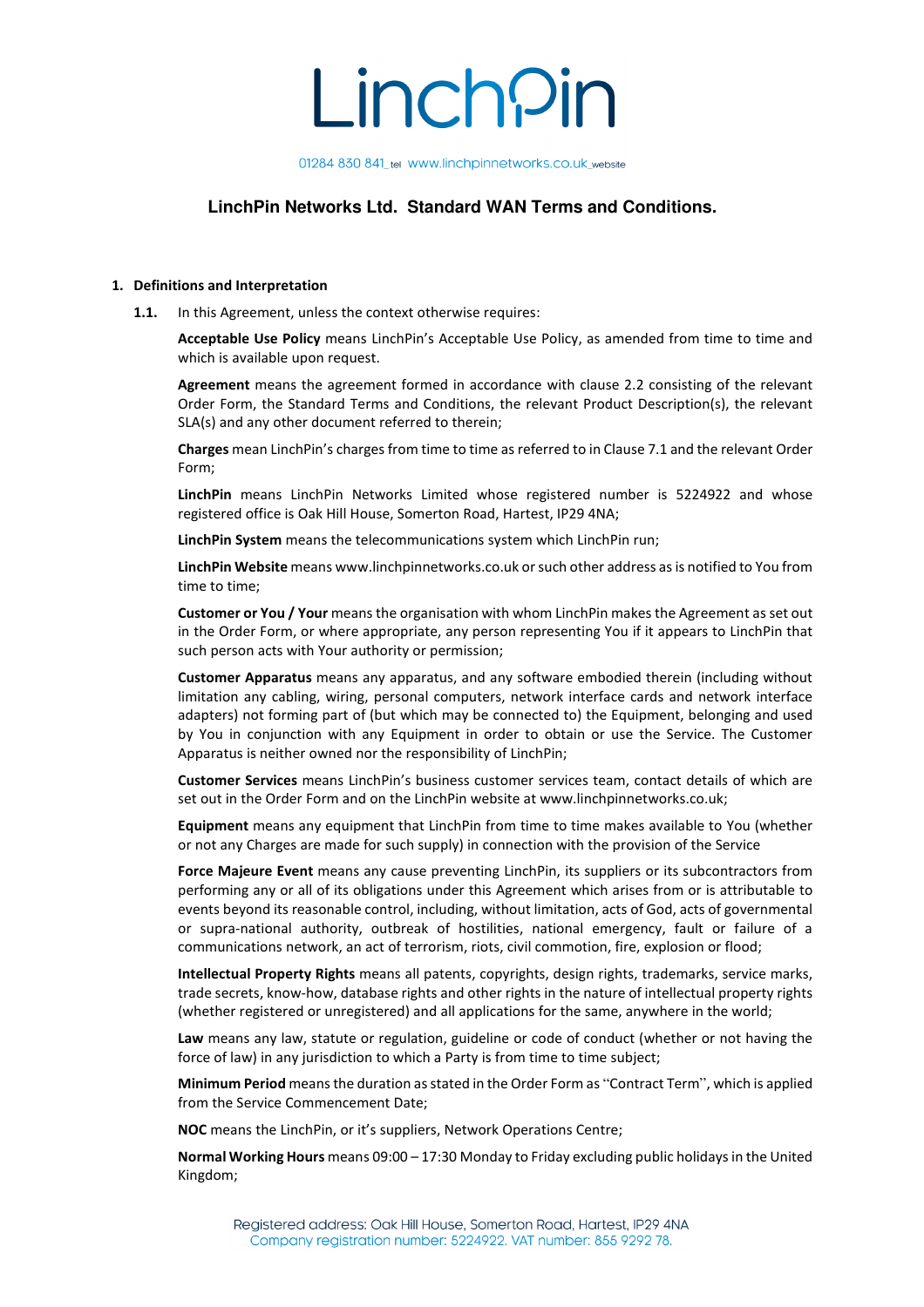LinchPin

01284 830 841_tel www.linchpinnetworks.co.uk_website

# LinchPin Networks Ltd. Standard WAN Terms and Conditions.

## 1. Definitions and Interpretation

**1.1.** In this Agreement, unless the context otherwise requires:

**Acceptable Use Policy** means LinchPin's Acceptable Use Policy, as amended from time to time and which is available upon request.

**Agreement** means the agreement formed in accordance with clause 2.2 consisting of the relevant Order Form, the Standard Terms and Conditions, the relevant Product Description(s), the relevant SLA(s) and any other document referred to therein;

**Charges** mean LinchPin's charges from time to time as referred to in Clause 7.1 and the relevant Order Form;

**LinchPin** means LinchPin Networks Limited whose registered number is 5224922 and whose registered office is Oak Hill House, Somerton Road, Hartest, IP29 4NA;

**LinchPin System** means the telecommunications system which LinchPin run;

**LinchPin Website** means www.linchpinnetworks.co.uk or such other address as is notified to You from time to time;

**Customer or You / Your** means the organisation with whom LinchPin makes the Agreement as set out in the Order Form, or where appropriate, any person representing You if it appears to LinchPin that such person acts with Your authority or permission;

**Customer Apparatus** means any apparatus, and any software embodied therein (including without limitation any cabling, wiring, personal computers, network interface cards and network interface adapters) not forming part of (but which may be connected to) the Equipment, belonging and used by You in conjunction with any Equipment in order to obtain or use the Service. The Customer Apparatus is neither owned nor the responsibility of LinchPin;

**Customer Services** means LinchPin's business customer services team, contact details of which are set out in the Order Form and on the LinchPin website at www.linchpinnetworks.co.uk;

**Equipment** means any equipment that LinchPin from time to time makes available to You (whether or not any Charges are made for such supply) in connection with the provision of the Service

**Force Majeure Event** means any cause preventing LinchPin, its suppliers or its subcontractors from performing any or all of its obligations under this Agreement which arises from or is attributable to events beyond its reasonable control, including, without limitation, acts of God, acts of governmental or supra-national authority, outbreak of hostilities, national emergency, fault or failure of a communications network, an act of terrorism, riots, civil commotion, fire, explosion or flood;

**Intellectual Property Rights** means all patents, copyrights, design rights, trademarks, service marks, trade secrets, know-how, database rights and other rights in the nature of intellectual property rights (whether registered or unregistered) and all applications for the same, anywhere in the world;

**Law** means any law, statute or regulation, guideline or code of conduct (whether or not having the force of law) in any jurisdiction to which a Party is from time to time subject;

**Minimum Period** means the duration as stated in the Order Form as "Contract Term", which is applied from the Service Commencement Date;

**NOC** means the LinchPin, or it's suppliers, Network Operations Centre;

**Normal Working Hours** means 09:00 – 17:30 Monday to Friday excluding public holidays in the United Kingdom;

Registered address: Oak Hill House, Somerton Road, Hartest, IP29 4NA
Company registration number: 5224922. VAT number: 855 9292 78.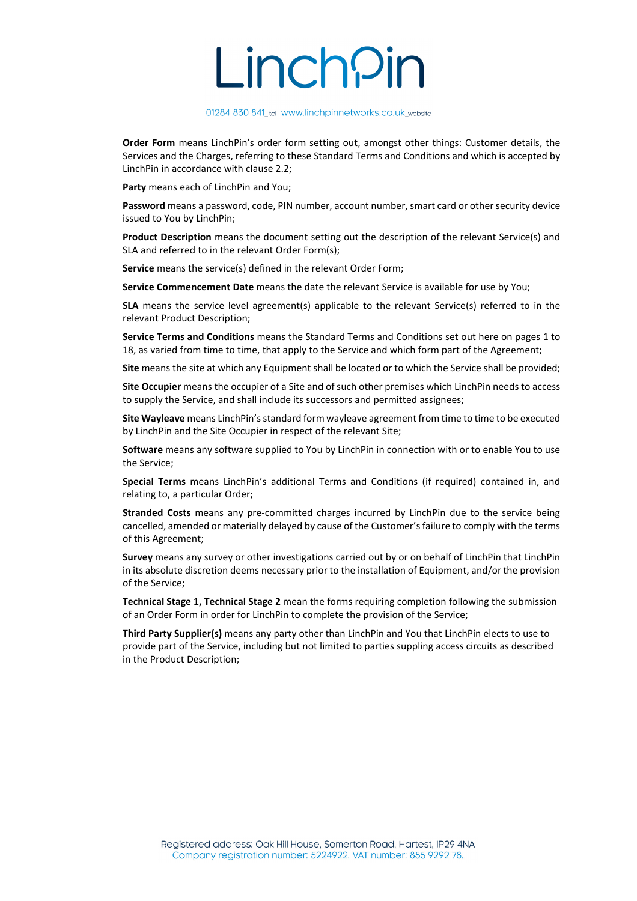**Order Form** means LinchPin's order form setting out, amongst other things: Customer details, the Services and the Charges, referring to these Standard Terms and Conditions and which is accepted by LinchPin in accordance with clause 2.2;

**Party** means each of LinchPin and You;

**Password** means a password, code, PIN number, account number, smart card or other security device issued to You by LinchPin;

**Product Description** means the document setting out the description of the relevant Service(s) and SLA and referred to in the relevant Order Form(s);

**Service** means the service(s) defined in the relevant Order Form;

**Service Commencement Date** means the date the relevant Service is available for use by You;

**SLA** means the service level agreement(s) applicable to the relevant Service(s) referred to in the relevant Product Description;

**Service Terms and Conditions** means the Standard Terms and Conditions set out here on pages 1 to 18, as varied from time to time, that apply to the Service and which form part of the Agreement;

**Site** means the site at which any Equipment shall be located or to which the Service shall be provided;

**Site Occupier** means the occupier of a Site and of such other premises which LinchPin needs to access to supply the Service, and shall include its successors and permitted assignees;

**Site Wayleave** means LinchPin's standard form wayleave agreement from time to time to be executed by LinchPin and the Site Occupier in respect of the relevant Site;

**Software** means any software supplied to You by LinchPin in connection with or to enable You to use the Service;

**Special Terms** means LinchPin's additional Terms and Conditions (if required) contained in, and relating to, a particular Order;

**Stranded Costs** means any pre-committed charges incurred by LinchPin due to the service being cancelled, amended or materially delayed by cause of the Customer's failure to comply with the terms of this Agreement;

**Survey** means any survey or other investigations carried out by or on behalf of LinchPin that LinchPin in its absolute discretion deems necessary prior to the installation of Equipment, and/or the provision of the Service;

**Technical Stage 1, Technical Stage 2** mean the forms requiring completion following the submission of an Order Form in order for LinchPin to complete the provision of the Service;

**Third Party Supplier(s)** means any party other than LinchPin and You that LinchPin elects to use to provide part of the Service, including but not limited to parties suppling access circuits as described in the Product Description;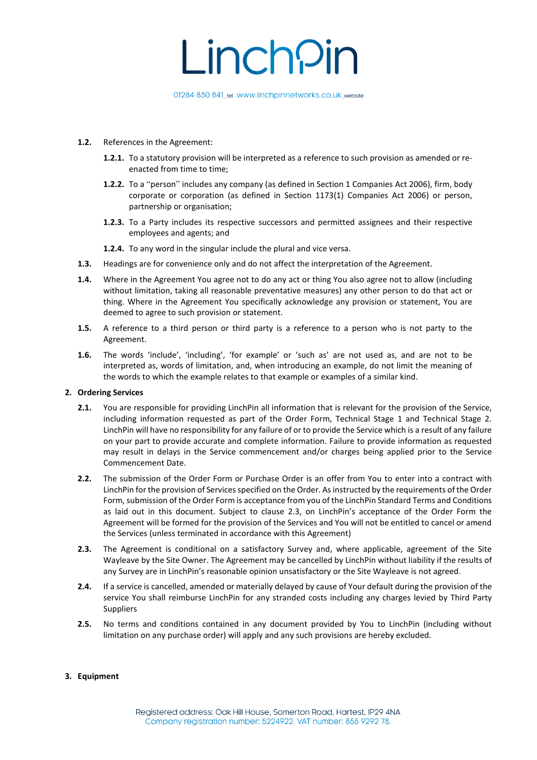**1.2.** References in the Agreement:

**1.2.1.** To a statutory provision will be interpreted as a reference to such provision as amended or re-enacted from time to time;

**1.2.2.** To a ''person'' includes any company (as defined in Section 1 Companies Act 2006), firm, body corporate or corporation (as defined in Section 1173(1) Companies Act 2006) or person, partnership or organisation;

**1.2.3.** To a Party includes its respective successors and permitted assignees and their respective employees and agents; and

**1.2.4.** To any word in the singular include the plural and vice versa.

**1.3.** Headings are for convenience only and do not affect the interpretation of the Agreement.

**1.4.** Where in the Agreement You agree not to do any act or thing You also agree not to allow (including without limitation, taking all reasonable preventative measures) any other person to do that act or thing. Where in the Agreement You specifically acknowledge any provision or statement, You are deemed to agree to such provision or statement.

**1.5.** A reference to a third person or third party is a reference to a person who is not party to the Agreement.

**1.6.** The words 'include', 'including', 'for example' or 'such as' are not used as, and are not to be interpreted as, words of limitation, and, when introducing an example, do not limit the meaning of the words to which the example relates to that example or examples of a similar kind.

## 2. Ordering Services

**2.1.** You are responsible for providing LinchPin all information that is relevant for the provision of the Service, including information requested as part of the Order Form, Technical Stage 1 and Technical Stage 2. LinchPin will have no responsibility for any failure of or to provide the Service which is a result of any failure on your part to provide accurate and complete information. Failure to provide information as requested may result in delays in the Service commencement and/or charges being applied prior to the Service Commencement Date.

**2.2.** The submission of the Order Form or Purchase Order is an offer from You to enter into a contract with LinchPin for the provision of Services specified on the Order. As instructed by the requirements of the Order Form, submission of the Order Form is acceptance from you of the LinchPin Standard Terms and Conditions as laid out in this document. Subject to clause 2.3, on LinchPin's acceptance of the Order Form the Agreement will be formed for the provision of the Services and You will not be entitled to cancel or amend the Services (unless terminated in accordance with this Agreement)

**2.3.** The Agreement is conditional on a satisfactory Survey and, where applicable, agreement of the Site Wayleave by the Site Owner. The Agreement may be cancelled by LinchPin without liability if the results of any Survey are in LinchPin's reasonable opinion unsatisfactory or the Site Wayleave is not agreed.

**2.4.** If a service is cancelled, amended or materially delayed by cause of Your default during the provision of the service You shall reimburse LinchPin for any stranded costs including any charges levied by Third Party Suppliers

**2.5.** No terms and conditions contained in any document provided by You to LinchPin (including without limitation on any purchase order) will apply and any such provisions are hereby excluded.

## 3. Equipment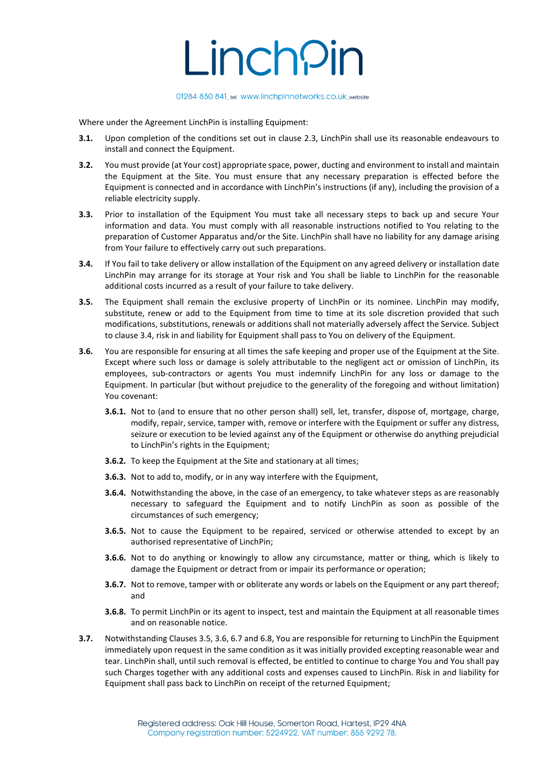Where under the Agreement LinchPin is installing Equipment:

**3.1.** Upon completion of the conditions set out in clause 2.3, LinchPin shall use its reasonable endeavours to install and connect the Equipment.

**3.2.** You must provide (at Your cost) appropriate space, power, ducting and environment to install and maintain the Equipment at the Site. You must ensure that any necessary preparation is effected before the Equipment is connected and in accordance with LinchPin's instructions (if any), including the provision of a reliable electricity supply.

**3.3.** Prior to installation of the Equipment You must take all necessary steps to back up and secure Your information and data. You must comply with all reasonable instructions notified to You relating to the preparation of Customer Apparatus and/or the Site. LinchPin shall have no liability for any damage arising from Your failure to effectively carry out such preparations.

**3.4.** If You fail to take delivery or allow installation of the Equipment on any agreed delivery or installation date LinchPin may arrange for its storage at Your risk and You shall be liable to LinchPin for the reasonable additional costs incurred as a result of your failure to take delivery.

**3.5.** The Equipment shall remain the exclusive property of LinchPin or its nominee. LinchPin may modify, substitute, renew or add to the Equipment from time to time at its sole discretion provided that such modifications, substitutions, renewals or additions shall not materially adversely affect the Service. Subject to clause 3.4, risk in and liability for Equipment shall pass to You on delivery of the Equipment.

**3.6.** You are responsible for ensuring at all times the safe keeping and proper use of the Equipment at the Site. Except where such loss or damage is solely attributable to the negligent act or omission of LinchPin, its employees, sub-contractors or agents You must indemnify LinchPin for any loss or damage to the Equipment. In particular (but without prejudice to the generality of the foregoing and without limitation) You covenant:

- **3.6.1.** Not to (and to ensure that no other person shall) sell, let, transfer, dispose of, mortgage, charge, modify, repair, service, tamper with, remove or interfere with the Equipment or suffer any distress, seizure or execution to be levied against any of the Equipment or otherwise do anything prejudicial to LinchPin's rights in the Equipment;
- **3.6.2.** To keep the Equipment at the Site and stationary at all times;
- **3.6.3.** Not to add to, modify, or in any way interfere with the Equipment,
- **3.6.4.** Notwithstanding the above, in the case of an emergency, to take whatever steps as are reasonably necessary to safeguard the Equipment and to notify LinchPin as soon as possible of the circumstances of such emergency;
- **3.6.5.** Not to cause the Equipment to be repaired, serviced or otherwise attended to except by an authorised representative of LinchPin;
- **3.6.6.** Not to do anything or knowingly to allow any circumstance, matter or thing, which is likely to damage the Equipment or detract from or impair its performance or operation;
- **3.6.7.** Not to remove, tamper with or obliterate any words or labels on the Equipment or any part thereof; and
- **3.6.8.** To permit LinchPin or its agent to inspect, test and maintain the Equipment at all reasonable times and on reasonable notice.

**3.7.** Notwithstanding Clauses 3.5, 3.6, 6.7 and 6.8, You are responsible for returning to LinchPin the Equipment immediately upon request in the same condition as it was initially provided excepting reasonable wear and tear. LinchPin shall, until such removal is effected, be entitled to continue to charge You and You shall pay such Charges together with any additional costs and expenses caused to LinchPin. Risk in and liability for Equipment shall pass back to LinchPin on receipt of the returned Equipment;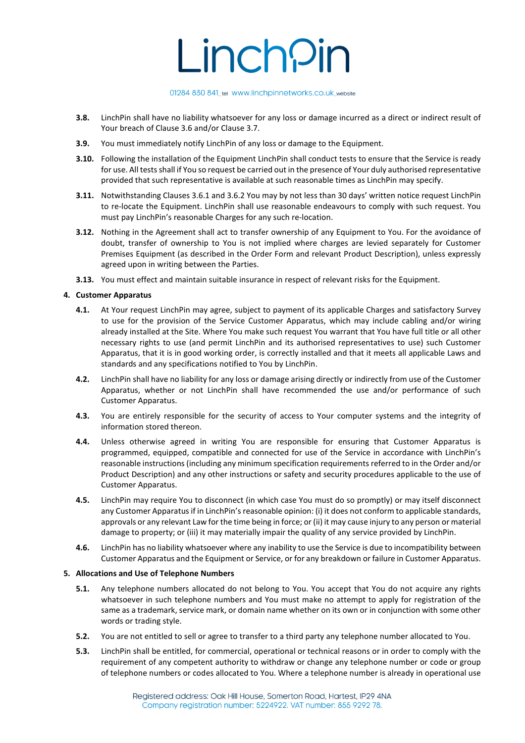**3.8.** LinchPin shall have no liability whatsoever for any loss or damage incurred as a direct or indirect result of Your breach of Clause 3.6 and/or Clause 3.7.

**3.9.** You must immediately notify LinchPin of any loss or damage to the Equipment.

**3.10.** Following the installation of the Equipment LinchPin shall conduct tests to ensure that the Service is ready for use. All tests shall if You so request be carried out in the presence of Your duly authorised representative provided that such representative is available at such reasonable times as LinchPin may specify.

**3.11.** Notwithstanding Clauses 3.6.1 and 3.6.2 You may by not less than 30 days' written notice request LinchPin to re-locate the Equipment. LinchPin shall use reasonable endeavours to comply with such request. You must pay LinchPin's reasonable Charges for any such re-location.

**3.12.** Nothing in the Agreement shall act to transfer ownership of any Equipment to You. For the avoidance of doubt, transfer of ownership to You is not implied where charges are levied separately for Customer Premises Equipment (as described in the Order Form and relevant Product Description), unless expressly agreed upon in writing between the Parties.

**3.13.** You must effect and maintain suitable insurance in respect of relevant risks for the Equipment.

**4. Customer Apparatus**

**4.1.** At Your request LinchPin may agree, subject to payment of its applicable Charges and satisfactory Survey to use for the provision of the Service Customer Apparatus, which may include cabling and/or wiring already installed at the Site. Where You make such request You warrant that You have full title or all other necessary rights to use (and permit LinchPin and its authorised representatives to use) such Customer Apparatus, that it is in good working order, is correctly installed and that it meets all applicable Laws and standards and any specifications notified to You by LinchPin.

**4.2.** LinchPin shall have no liability for any loss or damage arising directly or indirectly from use of the Customer Apparatus, whether or not LinchPin shall have recommended the use and/or performance of such Customer Apparatus.

**4.3.** You are entirely responsible for the security of access to Your computer systems and the integrity of information stored thereon.

**4.4.** Unless otherwise agreed in writing You are responsible for ensuring that Customer Apparatus is programmed, equipped, compatible and connected for use of the Service in accordance with LinchPin's reasonable instructions (including any minimum specification requirements referred to in the Order and/or Product Description) and any other instructions or safety and security procedures applicable to the use of Customer Apparatus.

**4.5.** LinchPin may require You to disconnect (in which case You must do so promptly) or may itself disconnect any Customer Apparatus if in LinchPin's reasonable opinion: (i) it does not conform to applicable standards, approvals or any relevant Law for the time being in force; or (ii) it may cause injury to any person or material damage to property; or (iii) it may materially impair the quality of any service provided by LinchPin.

**4.6.** LinchPin has no liability whatsoever where any inability to use the Service is due to incompatibility between Customer Apparatus and the Equipment or Service, or for any breakdown or failure in Customer Apparatus.

**5. Allocations and Use of Telephone Numbers**

**5.1.** Any telephone numbers allocated do not belong to You. You accept that You do not acquire any rights whatsoever in such telephone numbers and You must make no attempt to apply for registration of the same as a trademark, service mark, or domain name whether on its own or in conjunction with some other words or trading style.

**5.2.** You are not entitled to sell or agree to transfer to a third party any telephone number allocated to You.

**5.3.** LinchPin shall be entitled, for commercial, operational or technical reasons or in order to comply with the requirement of any competent authority to withdraw or change any telephone number or code or group of telephone numbers or codes allocated to You. Where a telephone number is already in operational use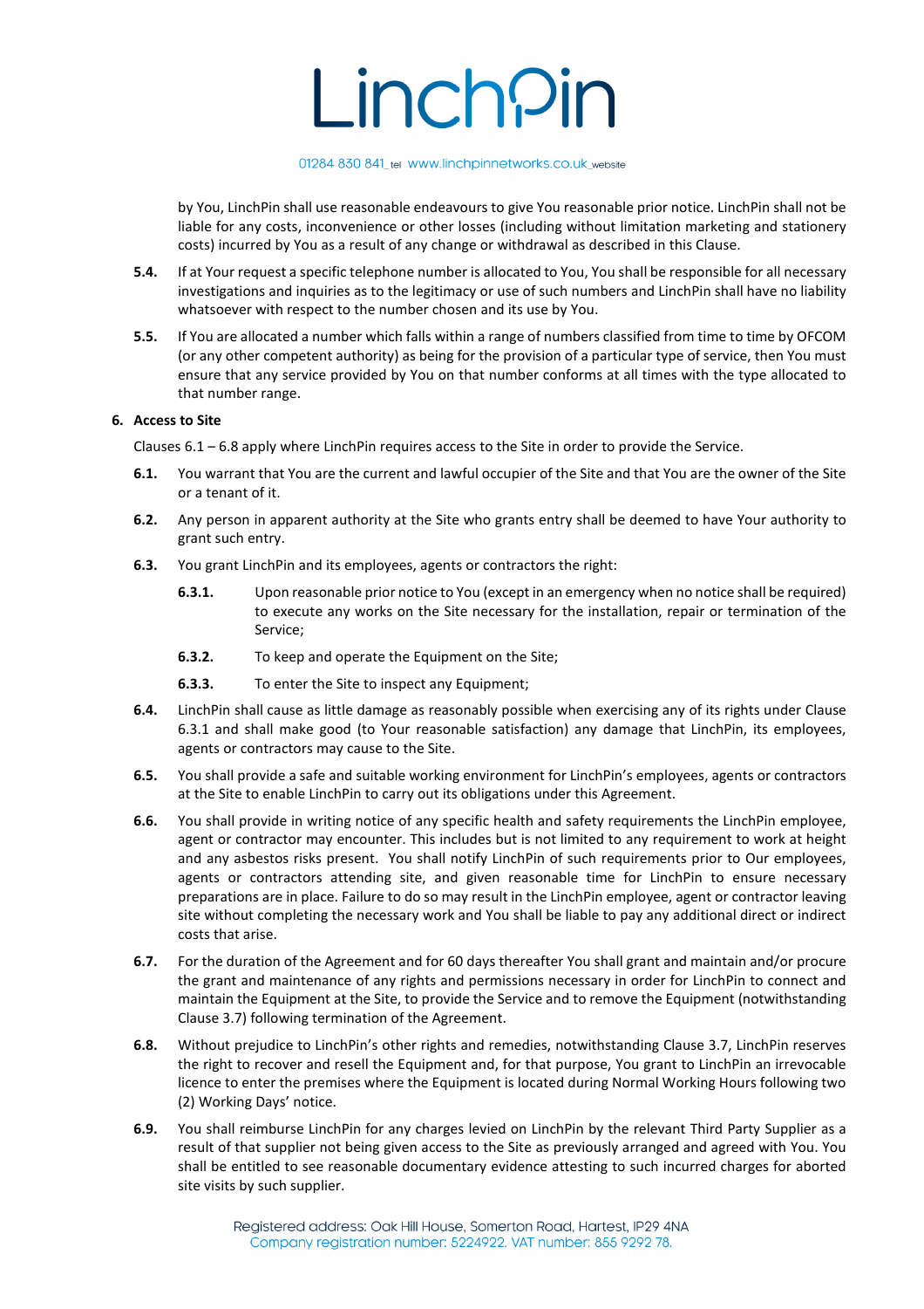by You, LinchPin shall use reasonable endeavours to give You reasonable prior notice. LinchPin shall not be liable for any costs, inconvenience or other losses (including without limitation marketing and stationery costs) incurred by You as a result of any change or withdrawal as described in this Clause.

**5.4.** If at Your request a specific telephone number is allocated to You, You shall be responsible for all necessary investigations and inquiries as to the legitimacy or use of such numbers and LinchPin shall have no liability whatsoever with respect to the number chosen and its use by You.

**5.5.** If You are allocated a number which falls within a range of numbers classified from time to time by OFCOM (or any other competent authority) as being for the provision of a particular type of service, then You must ensure that any service provided by You on that number conforms at all times with the type allocated to that number range.

**6. Access to Site**

Clauses 6.1 – 6.8 apply where LinchPin requires access to the Site in order to provide the Service.

**6.1.** You warrant that You are the current and lawful occupier of the Site and that You are the owner of the Site or a tenant of it.

**6.2.** Any person in apparent authority at the Site who grants entry shall be deemed to have Your authority to grant such entry.

**6.3.** You grant LinchPin and its employees, agents or contractors the right:

**6.3.1.** Upon reasonable prior notice to You (except in an emergency when no notice shall be required) to execute any works on the Site necessary for the installation, repair or termination of the Service;

**6.3.2.** To keep and operate the Equipment on the Site;

**6.3.3.** To enter the Site to inspect any Equipment;

**6.4.** LinchPin shall cause as little damage as reasonably possible when exercising any of its rights under Clause 6.3.1 and shall make good (to Your reasonable satisfaction) any damage that LinchPin, its employees, agents or contractors may cause to the Site.

**6.5.** You shall provide a safe and suitable working environment for LinchPin's employees, agents or contractors at the Site to enable LinchPin to carry out its obligations under this Agreement.

**6.6.** You shall provide in writing notice of any specific health and safety requirements the LinchPin employee, agent or contractor may encounter. This includes but is not limited to any requirement to work at height and any asbestos risks present. You shall notify LinchPin of such requirements prior to Our employees, agents or contractors attending site, and given reasonable time for LinchPin to ensure necessary preparations are in place. Failure to do so may result in the LinchPin employee, agent or contractor leaving site without completing the necessary work and You shall be liable to pay any additional direct or indirect costs that arise.

**6.7.** For the duration of the Agreement and for 60 days thereafter You shall grant and maintain and/or procure the grant and maintenance of any rights and permissions necessary in order for LinchPin to connect and maintain the Equipment at the Site, to provide the Service and to remove the Equipment (notwithstanding Clause 3.7) following termination of the Agreement.

**6.8.** Without prejudice to LinchPin's other rights and remedies, notwithstanding Clause 3.7, LinchPin reserves the right to recover and resell the Equipment and, for that purpose, You grant to LinchPin an irrevocable licence to enter the premises where the Equipment is located during Normal Working Hours following two (2) Working Days' notice.

**6.9.** You shall reimburse LinchPin for any charges levied on LinchPin by the relevant Third Party Supplier as a result of that supplier not being given access to the Site as previously arranged and agreed with You. You shall be entitled to see reasonable documentary evidence attesting to such incurred charges for aborted site visits by such supplier.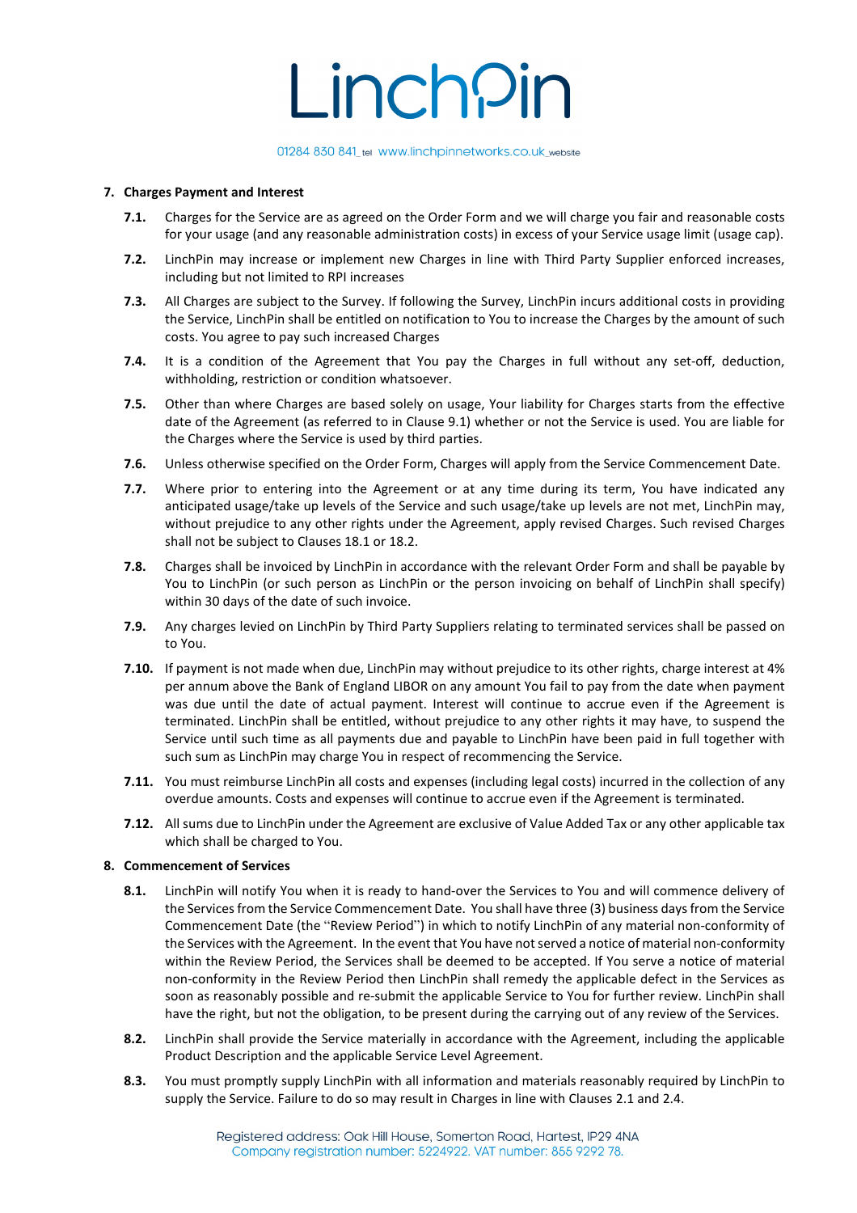## 7. Charges Payment and Interest

**7.1.** Charges for the Service are as agreed on the Order Form and we will charge you fair and reasonable costs for your usage (and any reasonable administration costs) in excess of your Service usage limit (usage cap).

**7.2.** LinchPin may increase or implement new Charges in line with Third Party Supplier enforced increases, including but not limited to RPI increases

**7.3.** All Charges are subject to the Survey. If following the Survey, LinchPin incurs additional costs in providing the Service, LinchPin shall be entitled on notification to You to increase the Charges by the amount of such costs. You agree to pay such increased Charges

**7.4.** It is a condition of the Agreement that You pay the Charges in full without any set-off, deduction, withholding, restriction or condition whatsoever.

**7.5.** Other than where Charges are based solely on usage, Your liability for Charges starts from the effective date of the Agreement (as referred to in Clause 9.1) whether or not the Service is used. You are liable for the Charges where the Service is used by third parties.

**7.6.** Unless otherwise specified on the Order Form, Charges will apply from the Service Commencement Date.

**7.7.** Where prior to entering into the Agreement or at any time during its term, You have indicated any anticipated usage/take up levels of the Service and such usage/take up levels are not met, LinchPin may, without prejudice to any other rights under the Agreement, apply revised Charges. Such revised Charges shall not be subject to Clauses 18.1 or 18.2.

**7.8.** Charges shall be invoiced by LinchPin in accordance with the relevant Order Form and shall be payable by You to LinchPin (or such person as LinchPin or the person invoicing on behalf of LinchPin shall specify) within 30 days of the date of such invoice.

**7.9.** Any charges levied on LinchPin by Third Party Suppliers relating to terminated services shall be passed on to You.

**7.10.** If payment is not made when due, LinchPin may without prejudice to its other rights, charge interest at 4% per annum above the Bank of England LIBOR on any amount You fail to pay from the date when payment was due until the date of actual payment. Interest will continue to accrue even if the Agreement is terminated. LinchPin shall be entitled, without prejudice to any other rights it may have, to suspend the Service until such time as all payments due and payable to LinchPin have been paid in full together with such sum as LinchPin may charge You in respect of recommencing the Service.

**7.11.** You must reimburse LinchPin all costs and expenses (including legal costs) incurred in the collection of any overdue amounts. Costs and expenses will continue to accrue even if the Agreement is terminated.

**7.12.** All sums due to LinchPin under the Agreement are exclusive of Value Added Tax or any other applicable tax which shall be charged to You.

## 8. Commencement of Services

**8.1.** LinchPin will notify You when it is ready to hand-over the Services to You and will commence delivery of the Services from the Service Commencement Date. You shall have three (3) business days from the Service Commencement Date (the "Review Period") in which to notify LinchPin of any material non-conformity of the Services with the Agreement. In the event that You have not served a notice of material non-conformity within the Review Period, the Services shall be deemed to be accepted. If You serve a notice of material non-conformity in the Review Period then LinchPin shall remedy the applicable defect in the Services as soon as reasonably possible and re-submit the applicable Service to You for further review. LinchPin shall have the right, but not the obligation, to be present during the carrying out of any review of the Services.

**8.2.** LinchPin shall provide the Service materially in accordance with the Agreement, including the applicable Product Description and the applicable Service Level Agreement.

**8.3.** You must promptly supply LinchPin with all information and materials reasonably required by LinchPin to supply the Service. Failure to do so may result in Charges in line with Clauses 2.1 and 2.4.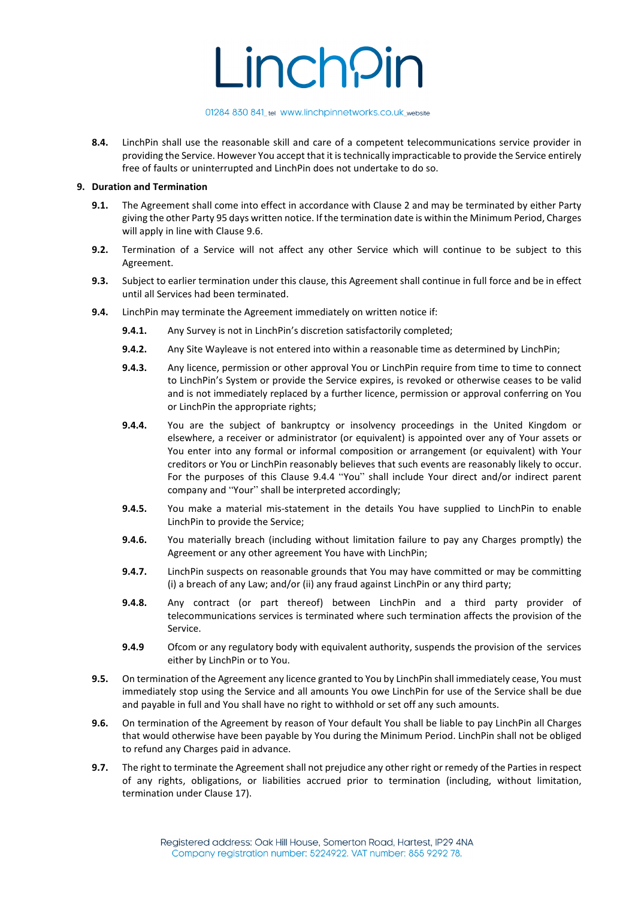**8.4.** LinchPin shall use the reasonable skill and care of a competent telecommunications service provider in providing the Service. However You accept that it is technically impracticable to provide the Service entirely free of faults or uninterrupted and LinchPin does not undertake to do so.

## 9. Duration and Termination

**9.1.** The Agreement shall come into effect in accordance with Clause 2 and may be terminated by either Party giving the other Party 95 days written notice. If the termination date is within the Minimum Period, Charges will apply in line with Clause 9.6.

**9.2.** Termination of a Service will not affect any other Service which will continue to be subject to this Agreement.

**9.3.** Subject to earlier termination under this clause, this Agreement shall continue in full force and be in effect until all Services had been terminated.

**9.4.** LinchPin may terminate the Agreement immediately on written notice if:

**9.4.1.** Any Survey is not in LinchPin's discretion satisfactorily completed;

**9.4.2.** Any Site Wayleave is not entered into within a reasonable time as determined by LinchPin;

**9.4.3.** Any licence, permission or other approval You or LinchPin require from time to time to connect to LinchPin's System or provide the Service expires, is revoked or otherwise ceases to be valid and is not immediately replaced by a further licence, permission or approval conferring on You or LinchPin the appropriate rights;

**9.4.4.** You are the subject of bankruptcy or insolvency proceedings in the United Kingdom or elsewhere, a receiver or administrator (or equivalent) is appointed over any of Your assets or You enter into any formal or informal composition or arrangement (or equivalent) with Your creditors or You or LinchPin reasonably believes that such events are reasonably likely to occur. For the purposes of this Clause 9.4.4 "You" shall include Your direct and/or indirect parent company and "Your" shall be interpreted accordingly;

**9.4.5.** You make a material mis-statement in the details You have supplied to LinchPin to enable LinchPin to provide the Service;

**9.4.6.** You materially breach (including without limitation failure to pay any Charges promptly) the Agreement or any other agreement You have with LinchPin;

**9.4.7.** LinchPin suspects on reasonable grounds that You may have committed or may be committing (i) a breach of any Law; and/or (ii) any fraud against LinchPin or any third party;

**9.4.8.** Any contract (or part thereof) between LinchPin and a third party provider of telecommunications services is terminated where such termination affects the provision of the Service.

**9.4.9** Ofcom or any regulatory body with equivalent authority, suspends the provision of the services either by LinchPin or to You.

**9.5.** On termination of the Agreement any licence granted to You by LinchPin shall immediately cease, You must immediately stop using the Service and all amounts You owe LinchPin for use of the Service shall be due and payable in full and You shall have no right to withhold or set off any such amounts.

**9.6.** On termination of the Agreement by reason of Your default You shall be liable to pay LinchPin all Charges that would otherwise have been payable by You during the Minimum Period. LinchPin shall not be obliged to refund any Charges paid in advance.

**9.7.** The right to terminate the Agreement shall not prejudice any other right or remedy of the Parties in respect of any rights, obligations, or liabilities accrued prior to termination (including, without limitation, termination under Clause 17).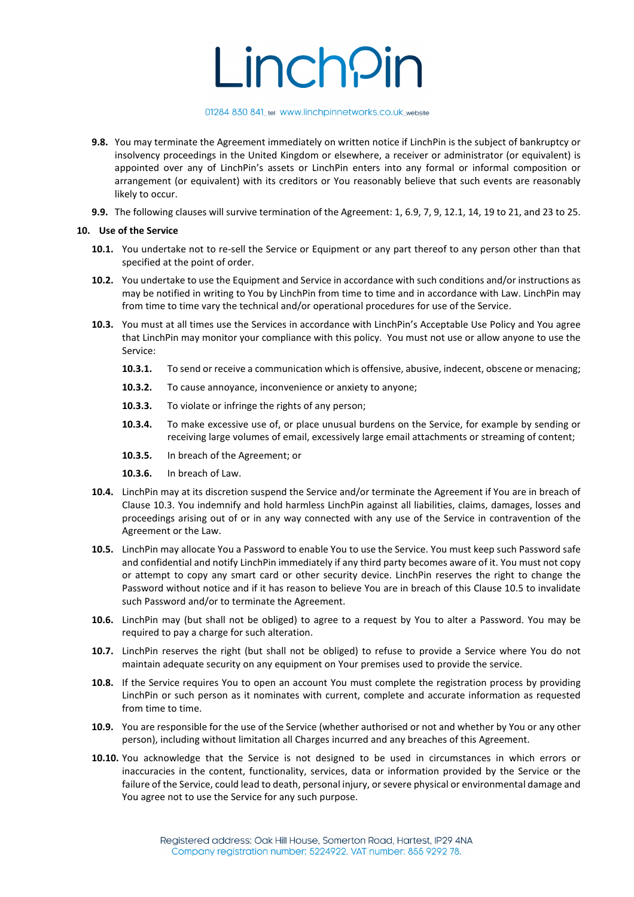**9.8.** You may terminate the Agreement immediately on written notice if LinchPin is the subject of bankruptcy or insolvency proceedings in the United Kingdom or elsewhere, a receiver or administrator (or equivalent) is appointed over any of LinchPin's assets or LinchPin enters into any formal or informal composition or arrangement (or equivalent) with its creditors or You reasonably believe that such events are reasonably likely to occur.

**9.9.** The following clauses will survive termination of the Agreement: 1, 6.9, 7, 9, 12.1, 14, 19 to 21, and 23 to 25.

**10. Use of the Service**

**10.1.** You undertake not to re-sell the Service or Equipment or any part thereof to any person other than that specified at the point of order.

**10.2.** You undertake to use the Equipment and Service in accordance with such conditions and/or instructions as may be notified in writing to You by LinchPin from time to time and in accordance with Law. LinchPin may from time to time vary the technical and/or operational procedures for use of the Service.

**10.3.** You must at all times use the Services in accordance with LinchPin's Acceptable Use Policy and You agree that LinchPin may monitor your compliance with this policy. You must not use or allow anyone to use the Service:

**10.3.1.** To send or receive a communication which is offensive, abusive, indecent, obscene or menacing;

**10.3.2.** To cause annoyance, inconvenience or anxiety to anyone;

**10.3.3.** To violate or infringe the rights of any person;

**10.3.4.** To make excessive use of, or place unusual burdens on the Service, for example by sending or receiving large volumes of email, excessively large email attachments or streaming of content;

**10.3.5.** In breach of the Agreement; or

**10.3.6.** In breach of Law.

**10.4.** LinchPin may at its discretion suspend the Service and/or terminate the Agreement if You are in breach of Clause 10.3. You indemnify and hold harmless LinchPin against all liabilities, claims, damages, losses and proceedings arising out of or in any way connected with any use of the Service in contravention of the Agreement or the Law.

**10.5.** LinchPin may allocate You a Password to enable You to use the Service. You must keep such Password safe and confidential and notify LinchPin immediately if any third party becomes aware of it. You must not copy or attempt to copy any smart card or other security device. LinchPin reserves the right to change the Password without notice and if it has reason to believe You are in breach of this Clause 10.5 to invalidate such Password and/or to terminate the Agreement.

**10.6.** LinchPin may (but shall not be obliged) to agree to a request by You to alter a Password. You may be required to pay a charge for such alteration.

**10.7.** LinchPin reserves the right (but shall not be obliged) to refuse to provide a Service where You do not maintain adequate security on any equipment on Your premises used to provide the service.

**10.8.** If the Service requires You to open an account You must complete the registration process by providing LinchPin or such person as it nominates with current, complete and accurate information as requested from time to time.

**10.9.** You are responsible for the use of the Service (whether authorised or not and whether by You or any other person), including without limitation all Charges incurred and any breaches of this Agreement.

**10.10.** You acknowledge that the Service is not designed to be used in circumstances in which errors or inaccuracies in the content, functionality, services, data or information provided by the Service or the failure of the Service, could lead to death, personal injury, or severe physical or environmental damage and You agree not to use the Service for any such purpose.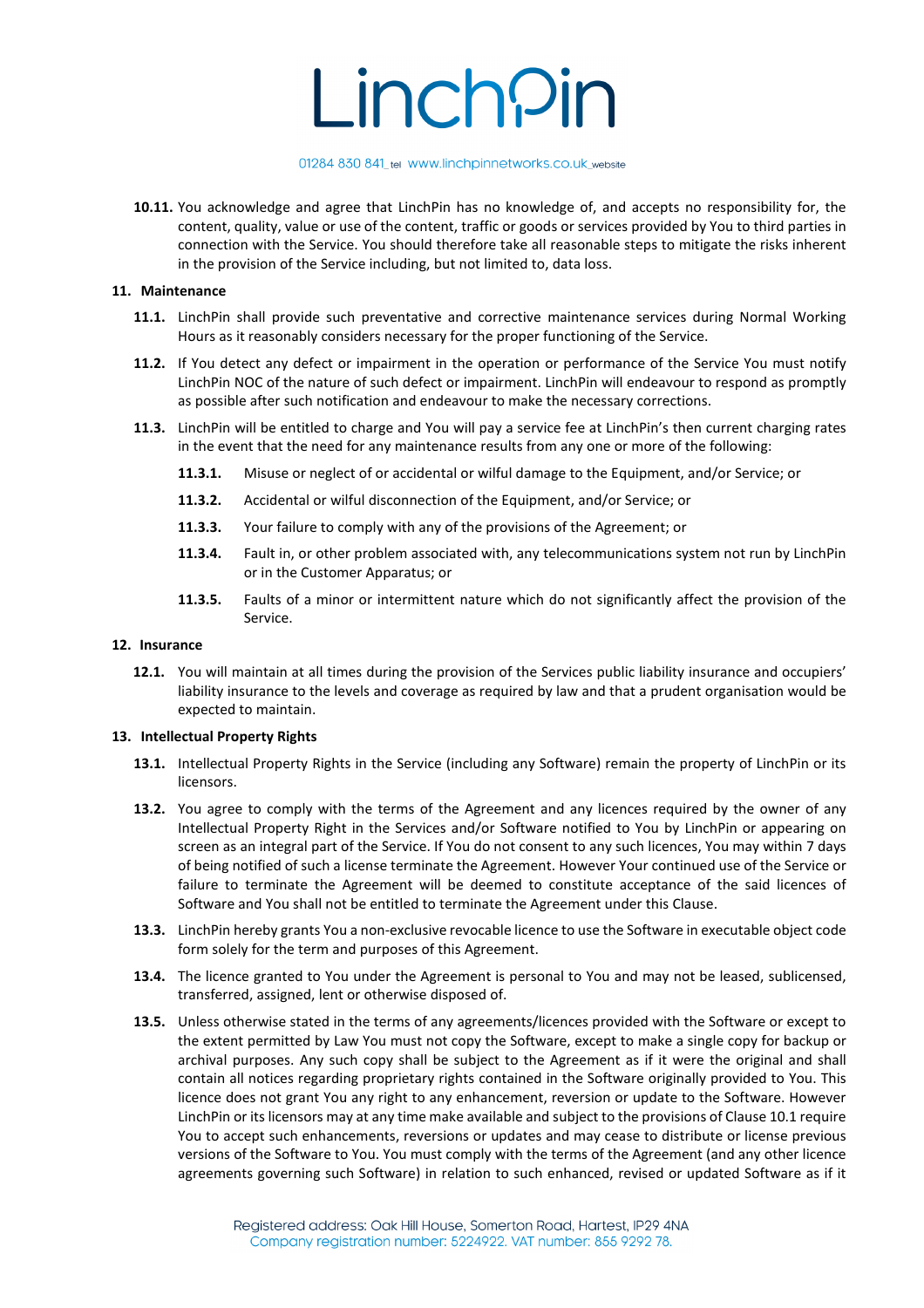**10.11.** You acknowledge and agree that LinchPin has no knowledge of, and accepts no responsibility for, the content, quality, value or use of the content, traffic or goods or services provided by You to third parties in connection with the Service. You should therefore take all reasonable steps to mitigate the risks inherent in the provision of the Service including, but not limited to, data loss.

## 11. Maintenance

**11.1.** LinchPin shall provide such preventative and corrective maintenance services during Normal Working Hours as it reasonably considers necessary for the proper functioning of the Service.

**11.2.** If You detect any defect or impairment in the operation or performance of the Service You must notify LinchPin NOC of the nature of such defect or impairment. LinchPin will endeavour to respond as promptly as possible after such notification and endeavour to make the necessary corrections.

**11.3.** LinchPin will be entitled to charge and You will pay a service fee at LinchPin's then current charging rates in the event that the need for any maintenance results from any one or more of the following:

**11.3.1.** Misuse or neglect of or accidental or wilful damage to the Equipment, and/or Service; or

**11.3.2.** Accidental or wilful disconnection of the Equipment, and/or Service; or

**11.3.3.** Your failure to comply with any of the provisions of the Agreement; or

**11.3.4.** Fault in, or other problem associated with, any telecommunications system not run by LinchPin or in the Customer Apparatus; or

**11.3.5.** Faults of a minor or intermittent nature which do not significantly affect the provision of the Service.

## 12. Insurance

**12.1.** You will maintain at all times during the provision of the Services public liability insurance and occupiers' liability insurance to the levels and coverage as required by law and that a prudent organisation would be expected to maintain.

## 13. Intellectual Property Rights

**13.1.** Intellectual Property Rights in the Service (including any Software) remain the property of LinchPin or its licensors.

**13.2.** You agree to comply with the terms of the Agreement and any licences required by the owner of any Intellectual Property Right in the Services and/or Software notified to You by LinchPin or appearing on screen as an integral part of the Service. If You do not consent to any such licences, You may within 7 days of being notified of such a license terminate the Agreement. However Your continued use of the Service or failure to terminate the Agreement will be deemed to constitute acceptance of the said licences of Software and You shall not be entitled to terminate the Agreement under this Clause.

**13.3.** LinchPin hereby grants You a non-exclusive revocable licence to use the Software in executable object code form solely for the term and purposes of this Agreement.

**13.4.** The licence granted to You under the Agreement is personal to You and may not be leased, sublicensed, transferred, assigned, lent or otherwise disposed of.

**13.5.** Unless otherwise stated in the terms of any agreements/licences provided with the Software or except to the extent permitted by Law You must not copy the Software, except to make a single copy for backup or archival purposes. Any such copy shall be subject to the Agreement as if it were the original and shall contain all notices regarding proprietary rights contained in the Software originally provided to You. This licence does not grant You any right to any enhancement, reversion or update to the Software. However LinchPin or its licensors may at any time make available and subject to the provisions of Clause 10.1 require You to accept such enhancements, reversions or updates and may cease to distribute or license previous versions of the Software to You. You must comply with the terms of the Agreement (and any other licence agreements governing such Software) in relation to such enhanced, revised or updated Software as if it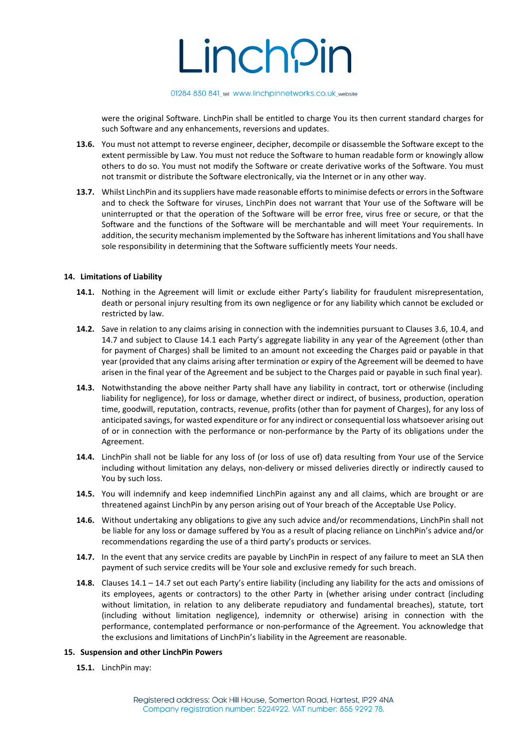were the original Software. LinchPin shall be entitled to charge You its then current standard charges for such Software and any enhancements, reversions and updates.

**13.6.** You must not attempt to reverse engineer, decipher, decompile or disassemble the Software except to the extent permissible by Law. You must not reduce the Software to human readable form or knowingly allow others to do so. You must not modify the Software or create derivative works of the Software. You must not transmit or distribute the Software electronically, via the Internet or in any other way.

**13.7.** Whilst LinchPin and its suppliers have made reasonable efforts to minimise defects or errors in the Software and to check the Software for viruses, LinchPin does not warrant that Your use of the Software will be uninterrupted or that the operation of the Software will be error free, virus free or secure, or that the Software and the functions of the Software will be merchantable and will meet Your requirements. In addition, the security mechanism implemented by the Software has inherent limitations and You shall have sole responsibility in determining that the Software sufficiently meets Your needs.

## 14. Limitations of Liability

**14.1.** Nothing in the Agreement will limit or exclude either Party's liability for fraudulent misrepresentation, death or personal injury resulting from its own negligence or for any liability which cannot be excluded or restricted by law.

**14.2.** Save in relation to any claims arising in connection with the indemnities pursuant to Clauses 3.6, 10.4, and 14.7 and subject to Clause 14.1 each Party's aggregate liability in any year of the Agreement (other than for payment of Charges) shall be limited to an amount not exceeding the Charges paid or payable in that year (provided that any claims arising after termination or expiry of the Agreement will be deemed to have arisen in the final year of the Agreement and be subject to the Charges paid or payable in such final year).

**14.3.** Notwithstanding the above neither Party shall have any liability in contract, tort or otherwise (including liability for negligence), for loss or damage, whether direct or indirect, of business, production, operation time, goodwill, reputation, contracts, revenue, profits (other than for payment of Charges), for any loss of anticipated savings, for wasted expenditure or for any indirect or consequential loss whatsoever arising out of or in connection with the performance or non-performance by the Party of its obligations under the Agreement.

**14.4.** LinchPin shall not be liable for any loss of (or loss of use of) data resulting from Your use of the Service including without limitation any delays, non-delivery or missed deliveries directly or indirectly caused to You by such loss.

**14.5.** You will indemnify and keep indemnified LinchPin against any and all claims, which are brought or are threatened against LinchPin by any person arising out of Your breach of the Acceptable Use Policy.

**14.6.** Without undertaking any obligations to give any such advice and/or recommendations, LinchPin shall not be liable for any loss or damage suffered by You as a result of placing reliance on LinchPin's advice and/or recommendations regarding the use of a third party's products or services.

**14.7.** In the event that any service credits are payable by LinchPin in respect of any failure to meet an SLA then payment of such service credits will be Your sole and exclusive remedy for such breach.

**14.8.** Clauses 14.1 – 14.7 set out each Party's entire liability (including any liability for the acts and omissions of its employees, agents or contractors) to the other Party in (whether arising under contract (including without limitation, in relation to any deliberate repudiatory and fundamental breaches), statute, tort (including without limitation negligence), indemnity or otherwise) arising in connection with the performance, contemplated performance or non-performance of the Agreement. You acknowledge that the exclusions and limitations of LinchPin's liability in the Agreement are reasonable.

## 15. Suspension and other LinchPin Powers

**15.1.** LinchPin may: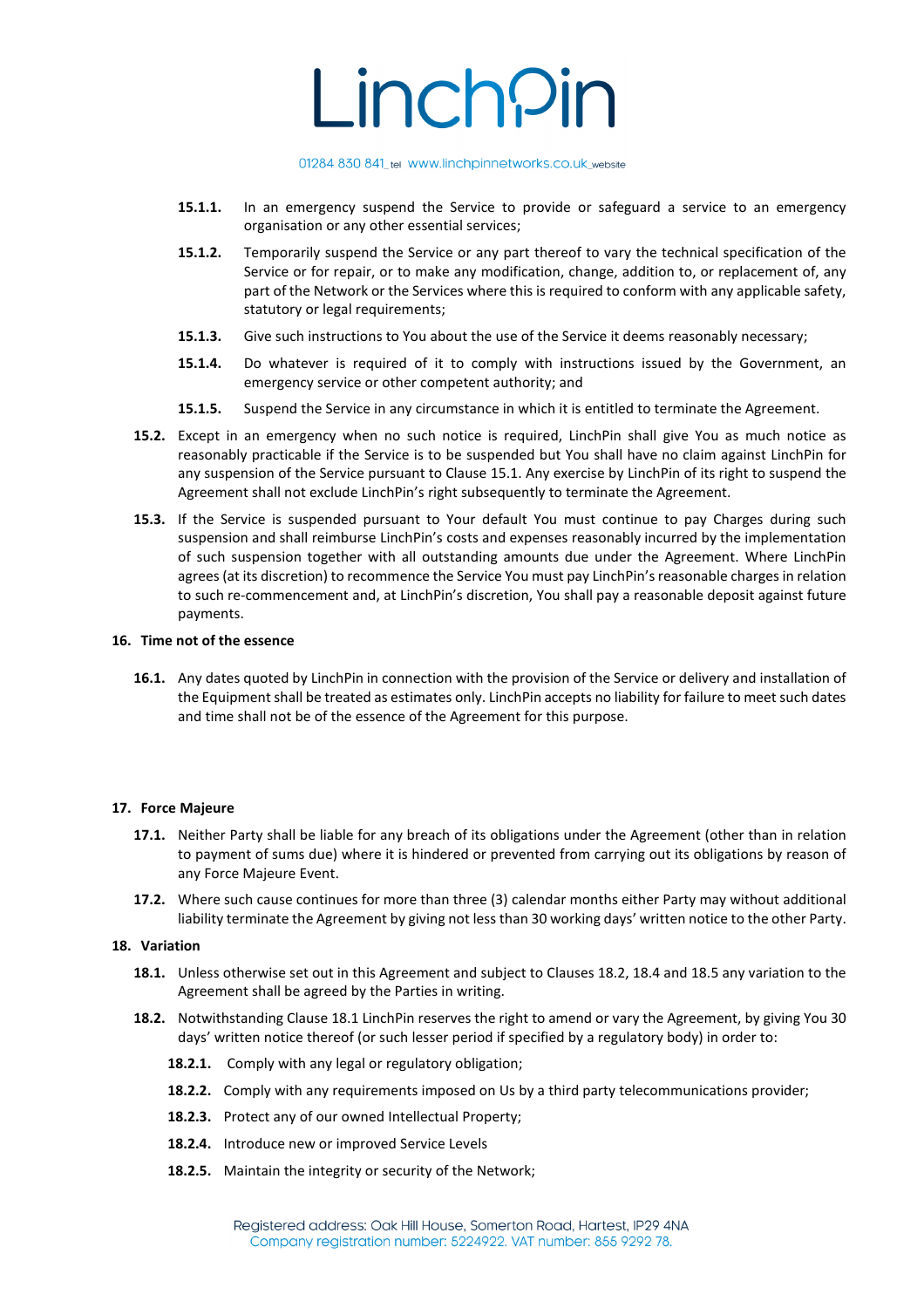**15.1.1.** In an emergency suspend the Service to provide or safeguard a service to an emergency organisation or any other essential services;

**15.1.2.** Temporarily suspend the Service or any part thereof to vary the technical specification of the Service or for repair, or to make any modification, change, addition to, or replacement of, any part of the Network or the Services where this is required to conform with any applicable safety, statutory or legal requirements;

**15.1.3.** Give such instructions to You about the use of the Service it deems reasonably necessary;

**15.1.4.** Do whatever is required of it to comply with instructions issued by the Government, an emergency service or other competent authority; and

**15.1.5.** Suspend the Service in any circumstance in which it is entitled to terminate the Agreement.

**15.2.** Except in an emergency when no such notice is required, LinchPin shall give You as much notice as reasonably practicable if the Service is to be suspended but You shall have no claim against LinchPin for any suspension of the Service pursuant to Clause 15.1. Any exercise by LinchPin of its right to suspend the Agreement shall not exclude LinchPin's right subsequently to terminate the Agreement.

**15.3.** If the Service is suspended pursuant to Your default You must continue to pay Charges during such suspension and shall reimburse LinchPin's costs and expenses reasonably incurred by the implementation of such suspension together with all outstanding amounts due under the Agreement. Where LinchPin agrees (at its discretion) to recommence the Service You must pay LinchPin's reasonable charges in relation to such re-commencement and, at LinchPin's discretion, You shall pay a reasonable deposit against future payments.

## 16. Time not of the essence

**16.1.** Any dates quoted by LinchPin in connection with the provision of the Service or delivery and installation of the Equipment shall be treated as estimates only. LinchPin accepts no liability for failure to meet such dates and time shall not be of the essence of the Agreement for this purpose.

## 17. Force Majeure

**17.1.** Neither Party shall be liable for any breach of its obligations under the Agreement (other than in relation to payment of sums due) where it is hindered or prevented from carrying out its obligations by reason of any Force Majeure Event.

**17.2.** Where such cause continues for more than three (3) calendar months either Party may without additional liability terminate the Agreement by giving not less than 30 working days' written notice to the other Party.

## 18. Variation

**18.1.** Unless otherwise set out in this Agreement and subject to Clauses 18.2, 18.4 and 18.5 any variation to the Agreement shall be agreed by the Parties in writing.

**18.2.** Notwithstanding Clause 18.1 LinchPin reserves the right to amend or vary the Agreement, by giving You 30 days' written notice thereof (or such lesser period if specified by a regulatory body) in order to:

**18.2.1.** Comply with any legal or regulatory obligation;

**18.2.2.** Comply with any requirements imposed on Us by a third party telecommunications provider;

**18.2.3.** Protect any of our owned Intellectual Property;

**18.2.4.** Introduce new or improved Service Levels

**18.2.5.** Maintain the integrity or security of the Network;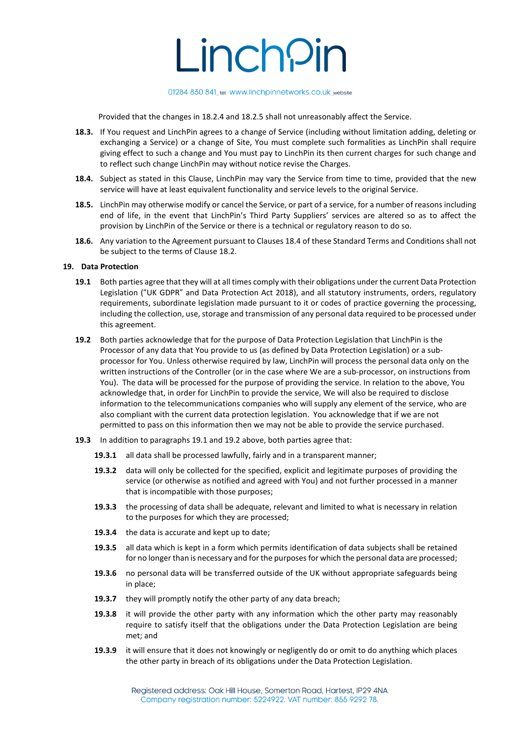Provided that the changes in 18.2.4 and 18.2.5 shall not unreasonably affect the Service.

**18.3.** If You request and LinchPin agrees to a change of Service (including without limitation adding, deleting or exchanging a Service) or a change of Site, You must complete such formalities as LinchPin shall require giving effect to such a change and You must pay to LinchPin its then current charges for such change and to reflect such change LinchPin may without notice revise the Charges.

**18.4.** Subject as stated in this Clause, LinchPin may vary the Service from time to time, provided that the new service will have at least equivalent functionality and service levels to the original Service.

**18.5.** LinchPin may otherwise modify or cancel the Service, or part of a service, for a number of reasons including end of life, in the event that LinchPin's Third Party Suppliers' services are altered so as to affect the provision by LinchPin of the Service or there is a technical or regulatory reason to do so.

**18.6.** Any variation to the Agreement pursuant to Clauses 18.4 of these Standard Terms and Conditions shall not be subject to the terms of Clause 18.2.

## 19. Data Protection

**19.1** Both parties agree that they will at all times comply with their obligations under the current Data Protection Legislation ("UK GDPR" and Data Protection Act 2018), and all statutory instruments, orders, regulatory requirements, subordinate legislation made pursuant to it or codes of practice governing the processing, including the collection, use, storage and transmission of any personal data required to be processed under this agreement.

**19.2** Both parties acknowledge that for the purpose of Data Protection Legislation that LinchPin is the Processor of any data that You provide to us (as defined by Data Protection Legislation) or a sub-processor for You. Unless otherwise required by law, LinchPin will process the personal data only on the written instructions of the Controller (or in the case where We are a sub-processor, on instructions from You). The data will be processed for the purpose of providing the service. In relation to the above, You acknowledge that, in order for LinchPin to provide the service, We will also be required to disclose information to the telecommunications companies who will supply any element of the service, who are also compliant with the current data protection legislation. You acknowledge that if we are not permitted to pass on this information then we may not be able to provide the service purchased.

**19.3** In addition to paragraphs 19.1 and 19.2 above, both parties agree that:

**19.3.1** all data shall be processed lawfully, fairly and in a transparent manner;

**19.3.2** data will only be collected for the specified, explicit and legitimate purposes of providing the service (or otherwise as notified and agreed with You) and not further processed in a manner that is incompatible with those purposes;

**19.3.3** the processing of data shall be adequate, relevant and limited to what is necessary in relation to the purposes for which they are processed;

**19.3.4** the data is accurate and kept up to date;

**19.3.5** all data which is kept in a form which permits identification of data subjects shall be retained for no longer than is necessary and for the purposes for which the personal data are processed;

**19.3.6** no personal data will be transferred outside of the UK without appropriate safeguards being in place;

**19.3.7** they will promptly notify the other party of any data breach;

**19.3.8** it will provide the other party with any information which the other party may reasonably require to satisfy itself that the obligations under the Data Protection Legislation are being met; and

**19.3.9** it will ensure that it does not knowingly or negligently do or omit to do anything which places the other party in breach of its obligations under the Data Protection Legislation.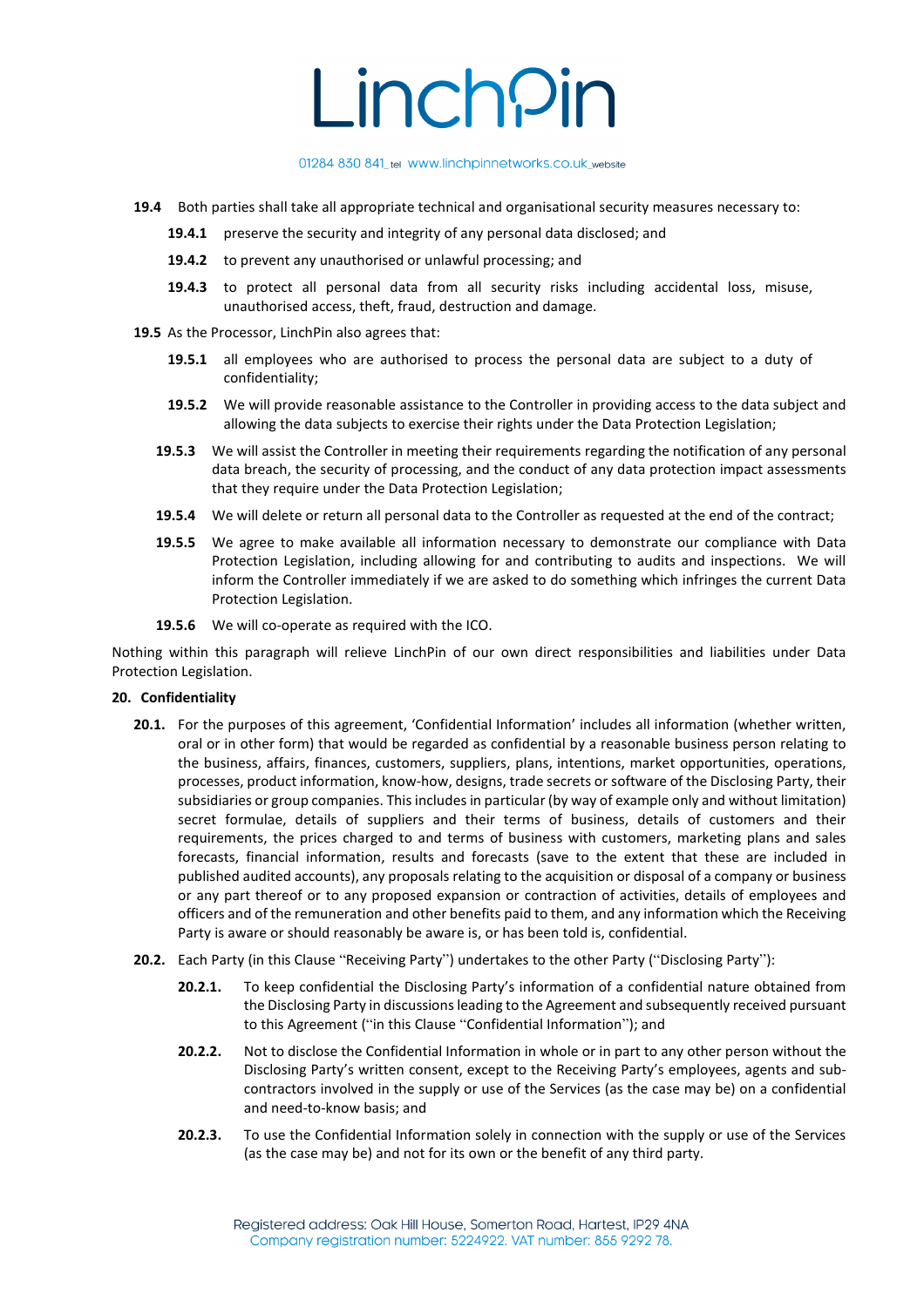**19.4** Both parties shall take all appropriate technical and organisational security measures necessary to:

- **19.4.1** preserve the security and integrity of any personal data disclosed; and
- **19.4.2** to prevent any unauthorised or unlawful processing; and
- **19.4.3** to protect all personal data from all security risks including accidental loss, misuse, unauthorised access, theft, fraud, destruction and damage.

**19.5** As the Processor, LinchPin also agrees that:

- **19.5.1** all employees who are authorised to process the personal data are subject to a duty of confidentiality;
- **19.5.2** We will provide reasonable assistance to the Controller in providing access to the data subject and allowing the data subjects to exercise their rights under the Data Protection Legislation;
- **19.5.3** We will assist the Controller in meeting their requirements regarding the notification of any personal data breach, the security of processing, and the conduct of any data protection impact assessments that they require under the Data Protection Legislation;
- **19.5.4** We will delete or return all personal data to the Controller as requested at the end of the contract;
- **19.5.5** We agree to make available all information necessary to demonstrate our compliance with Data Protection Legislation, including allowing for and contributing to audits and inspections. We will inform the Controller immediately if we are asked to do something which infringes the current Data Protection Legislation.
- **19.5.6** We will co-operate as required with the ICO.

Nothing within this paragraph will relieve LinchPin of our own direct responsibilities and liabilities under Data Protection Legislation.

**20. Confidentiality**

**20.1.** For the purposes of this agreement, 'Confidential Information' includes all information (whether written, oral or in other form) that would be regarded as confidential by a reasonable business person relating to the business, affairs, finances, customers, suppliers, plans, intentions, market opportunities, operations, processes, product information, know-how, designs, trade secrets or software of the Disclosing Party, their subsidiaries or group companies. This includes in particular (by way of example only and without limitation) secret formulae, details of suppliers and their terms of business, details of customers and their requirements, the prices charged to and terms of business with customers, marketing plans and sales forecasts, financial information, results and forecasts (save to the extent that these are included in published audited accounts), any proposals relating to the acquisition or disposal of a company or business or any part thereof or to any proposed expansion or contraction of activities, details of employees and officers and of the remuneration and other benefits paid to them, and any information which the Receiving Party is aware or should reasonably be aware is, or has been told is, confidential.

**20.2.** Each Party (in this Clause "Receiving Party") undertakes to the other Party ("Disclosing Party"):

- **20.2.1.** To keep confidential the Disclosing Party's information of a confidential nature obtained from the Disclosing Party in discussions leading to the Agreement and subsequently received pursuant to this Agreement ("in this Clause "Confidential Information"); and
- **20.2.2.** Not to disclose the Confidential Information in whole or in part to any other person without the Disclosing Party's written consent, except to the Receiving Party's employees, agents and sub-contractors involved in the supply or use of the Services (as the case may be) on a confidential and need-to-know basis; and
- **20.2.3.** To use the Confidential Information solely in connection with the supply or use of the Services (as the case may be) and not for its own or the benefit of any third party.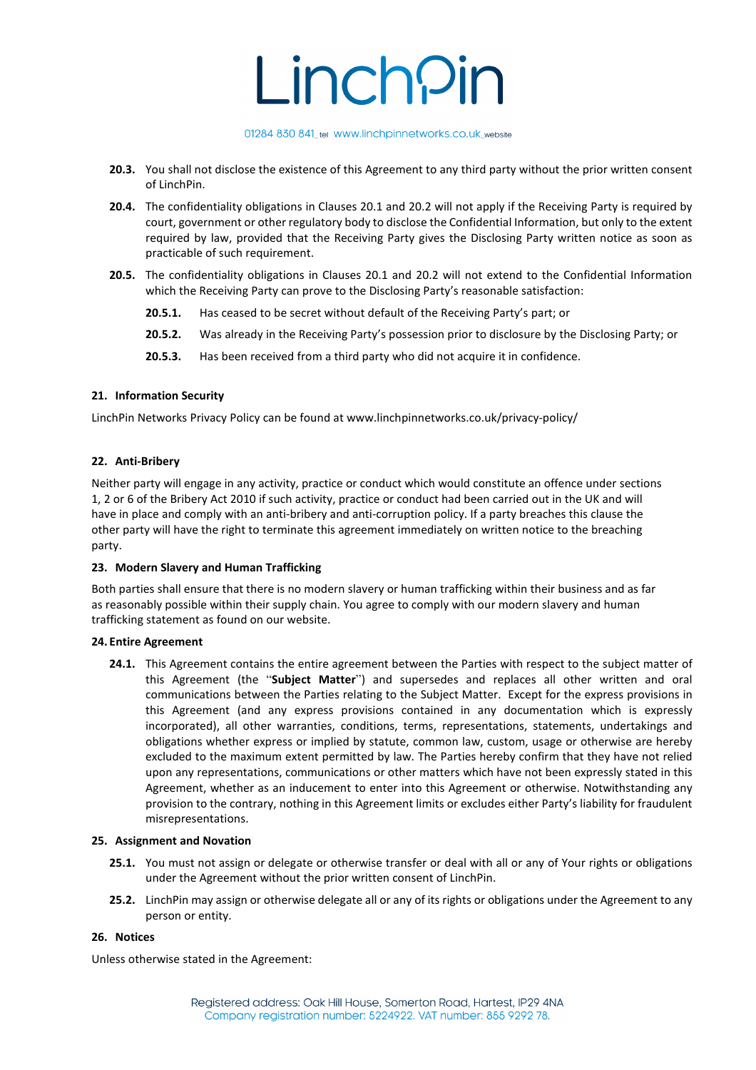**20.3.** You shall not disclose the existence of this Agreement to any third party without the prior written consent of LinchPin.

**20.4.** The confidentiality obligations in Clauses 20.1 and 20.2 will not apply if the Receiving Party is required by court, government or other regulatory body to disclose the Confidential Information, but only to the extent required by law, provided that the Receiving Party gives the Disclosing Party written notice as soon as practicable of such requirement.

**20.5.** The confidentiality obligations in Clauses 20.1 and 20.2 will not extend to the Confidential Information which the Receiving Party can prove to the Disclosing Party's reasonable satisfaction:

**20.5.1.** Has ceased to be secret without default of the Receiving Party's part; or

**20.5.2.** Was already in the Receiving Party's possession prior to disclosure by the Disclosing Party; or

**20.5.3.** Has been received from a third party who did not acquire it in confidence.

## 21. Information Security

LinchPin Networks Privacy Policy can be found at www.linchpinnetworks.co.uk/privacy-policy/

## 22. Anti-Bribery

Neither party will engage in any activity, practice or conduct which would constitute an offence under sections 1, 2 or 6 of the Bribery Act 2010 if such activity, practice or conduct had been carried out in the UK and will have in place and comply with an anti-bribery and anti-corruption policy. If a party breaches this clause the other party will have the right to terminate this agreement immediately on written notice to the breaching party.

## 23. Modern Slavery and Human Trafficking

Both parties shall ensure that there is no modern slavery or human trafficking within their business and as far as reasonably possible within their supply chain. You agree to comply with our modern slavery and human trafficking statement as found on our website.

## 24. Entire Agreement

**24.1.** This Agreement contains the entire agreement between the Parties with respect to the subject matter of this Agreement (the "**Subject Matter**") and supersedes and replaces all other written and oral communications between the Parties relating to the Subject Matter. Except for the express provisions in this Agreement (and any express provisions contained in any documentation which is expressly incorporated), all other warranties, conditions, terms, representations, statements, undertakings and obligations whether express or implied by statute, common law, custom, usage or otherwise are hereby excluded to the maximum extent permitted by law. The Parties hereby confirm that they have not relied upon any representations, communications or other matters which have not been expressly stated in this Agreement, whether as an inducement to enter into this Agreement or otherwise. Notwithstanding any provision to the contrary, nothing in this Agreement limits or excludes either Party's liability for fraudulent misrepresentations.

## 25. Assignment and Novation

**25.1.** You must not assign or delegate or otherwise transfer or deal with all or any of Your rights or obligations under the Agreement without the prior written consent of LinchPin.

**25.2.** LinchPin may assign or otherwise delegate all or any of its rights or obligations under the Agreement to any person or entity.

## 26. Notices

Unless otherwise stated in the Agreement: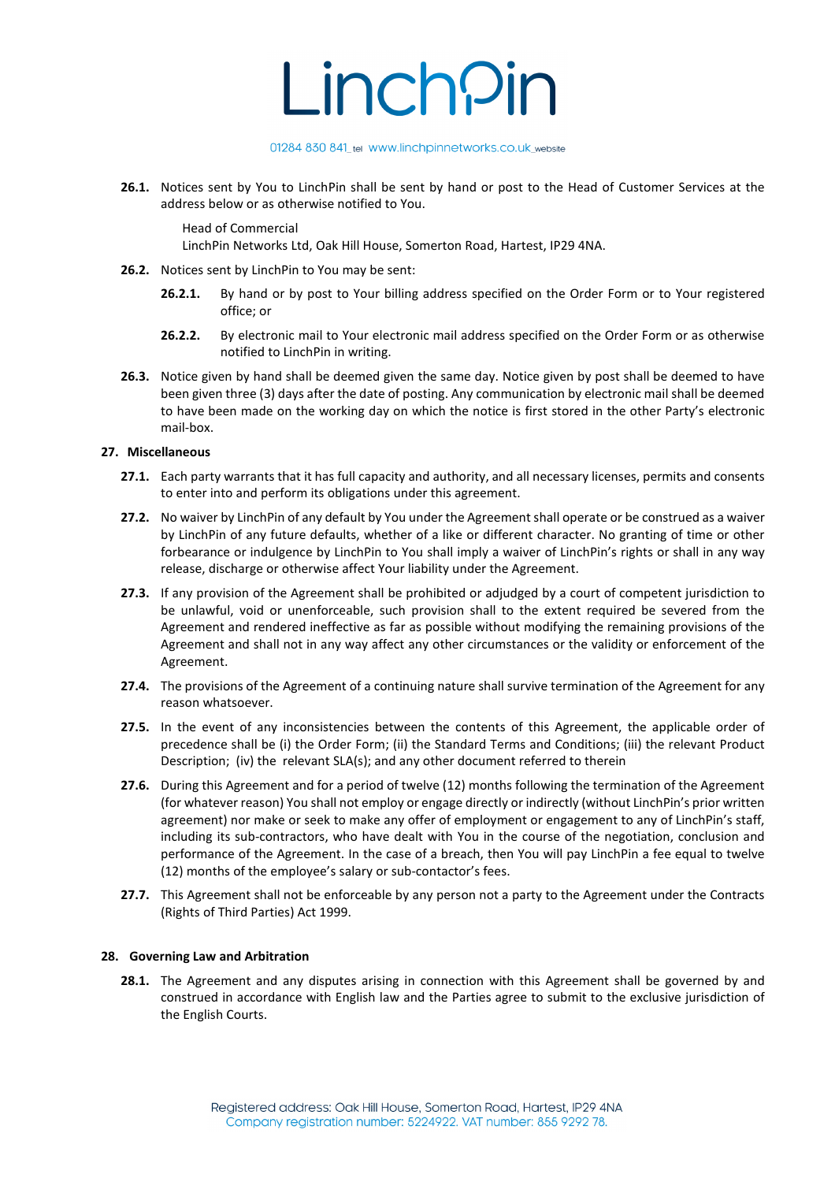**26.1.** Notices sent by You to LinchPin shall be sent by hand or post to the Head of Customer Services at the address below or as otherwise notified to You.

Head of Commercial
LinchPin Networks Ltd, Oak Hill House, Somerton Road, Hartest, IP29 4NA.

**26.2.** Notices sent by LinchPin to You may be sent:

**26.2.1.** By hand or by post to Your billing address specified on the Order Form or to Your registered office; or

**26.2.2.** By electronic mail to Your electronic mail address specified on the Order Form or as otherwise notified to LinchPin in writing.

**26.3.** Notice given by hand shall be deemed given the same day. Notice given by post shall be deemed to have been given three (3) days after the date of posting. Any communication by electronic mail shall be deemed to have been made on the working day on which the notice is first stored in the other Party's electronic mail-box.

**27. Miscellaneous**

**27.1.** Each party warrants that it has full capacity and authority, and all necessary licenses, permits and consents to enter into and perform its obligations under this agreement.

**27.2.** No waiver by LinchPin of any default by You under the Agreement shall operate or be construed as a waiver by LinchPin of any future defaults, whether of a like or different character. No granting of time or other forbearance or indulgence by LinchPin to You shall imply a waiver of LinchPin's rights or shall in any way release, discharge or otherwise affect Your liability under the Agreement.

**27.3.** If any provision of the Agreement shall be prohibited or adjudged by a court of competent jurisdiction to be unlawful, void or unenforceable, such provision shall to the extent required be severed from the Agreement and rendered ineffective as far as possible without modifying the remaining provisions of the Agreement and shall not in any way affect any other circumstances or the validity or enforcement of the Agreement.

**27.4.** The provisions of the Agreement of a continuing nature shall survive termination of the Agreement for any reason whatsoever.

**27.5.** In the event of any inconsistencies between the contents of this Agreement, the applicable order of precedence shall be (i) the Order Form; (ii) the Standard Terms and Conditions; (iii) the relevant Product Description; (iv) the relevant SLA(s); and any other document referred to therein

**27.6.** During this Agreement and for a period of twelve (12) months following the termination of the Agreement (for whatever reason) You shall not employ or engage directly or indirectly (without LinchPin's prior written agreement) nor make or seek to make any offer of employment or engagement to any of LinchPin's staff, including its sub-contractors, who have dealt with You in the course of the negotiation, conclusion and performance of the Agreement. In the case of a breach, then You will pay LinchPin a fee equal to twelve (12) months of the employee's salary or sub-contactor's fees.

**27.7.** This Agreement shall not be enforceable by any person not a party to the Agreement under the Contracts (Rights of Third Parties) Act 1999.

**28. Governing Law and Arbitration**

**28.1.** The Agreement and any disputes arising in connection with this Agreement shall be governed by and construed in accordance with English law and the Parties agree to submit to the exclusive jurisdiction of the English Courts.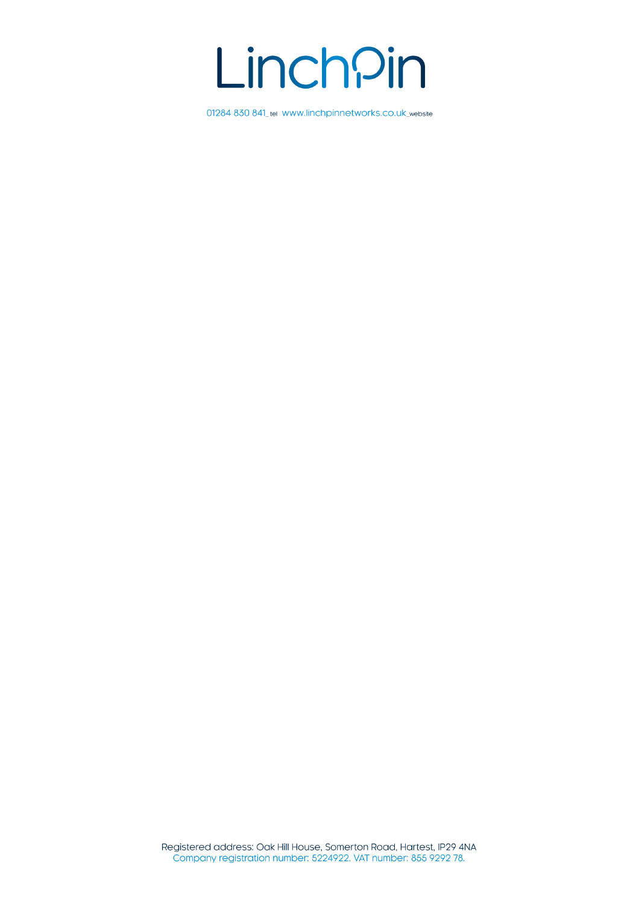Linchpin

01284 830 841_tel www.linchpinnetworks.co.uk_website

Registered address: Oak Hill House, Somerton Road, Hartest, IP29 4NA
Company registration number: 5224922. VAT number: 855 9292 78.